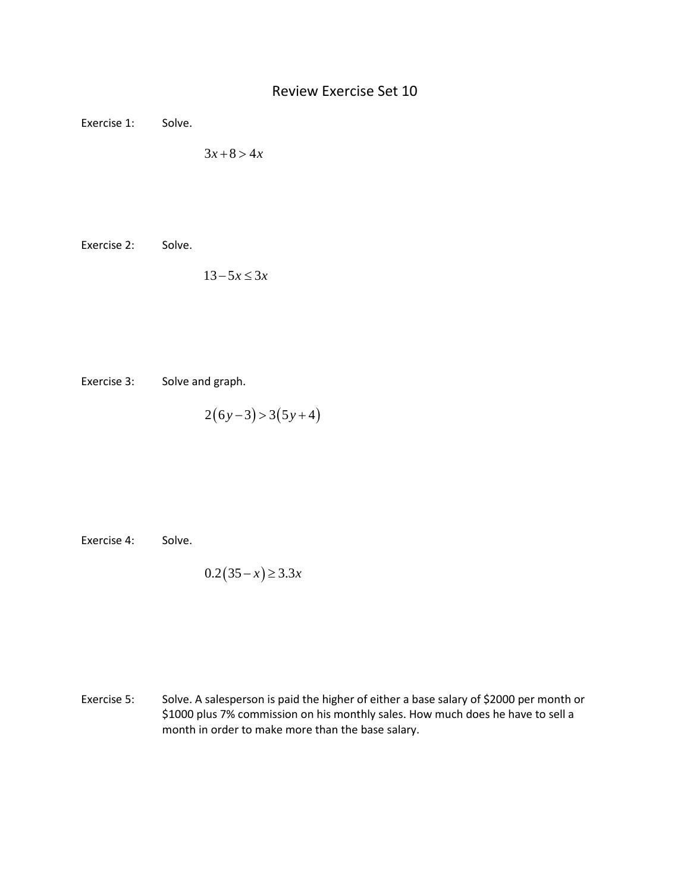# Review Exercise Set 10

Exercise 1: Solve.

$$3x + 8 > 4x$$

Exercise 2: Solve.

$$13 - 5x \leq 3x$$

Exercise 3: Solve and graph.

$$2(6y - 3) > 3(5y + 4)$$

Exercise 4: Solve.

$$0.2(35 - x) \geq 3.3x$$

Exercise 5: Solve. A salesperson is paid the higher of either a base salary of $2000 per month or $1000 plus 7% commission on his monthly sales. How much does he have to sell a month in order to make more than the base salary.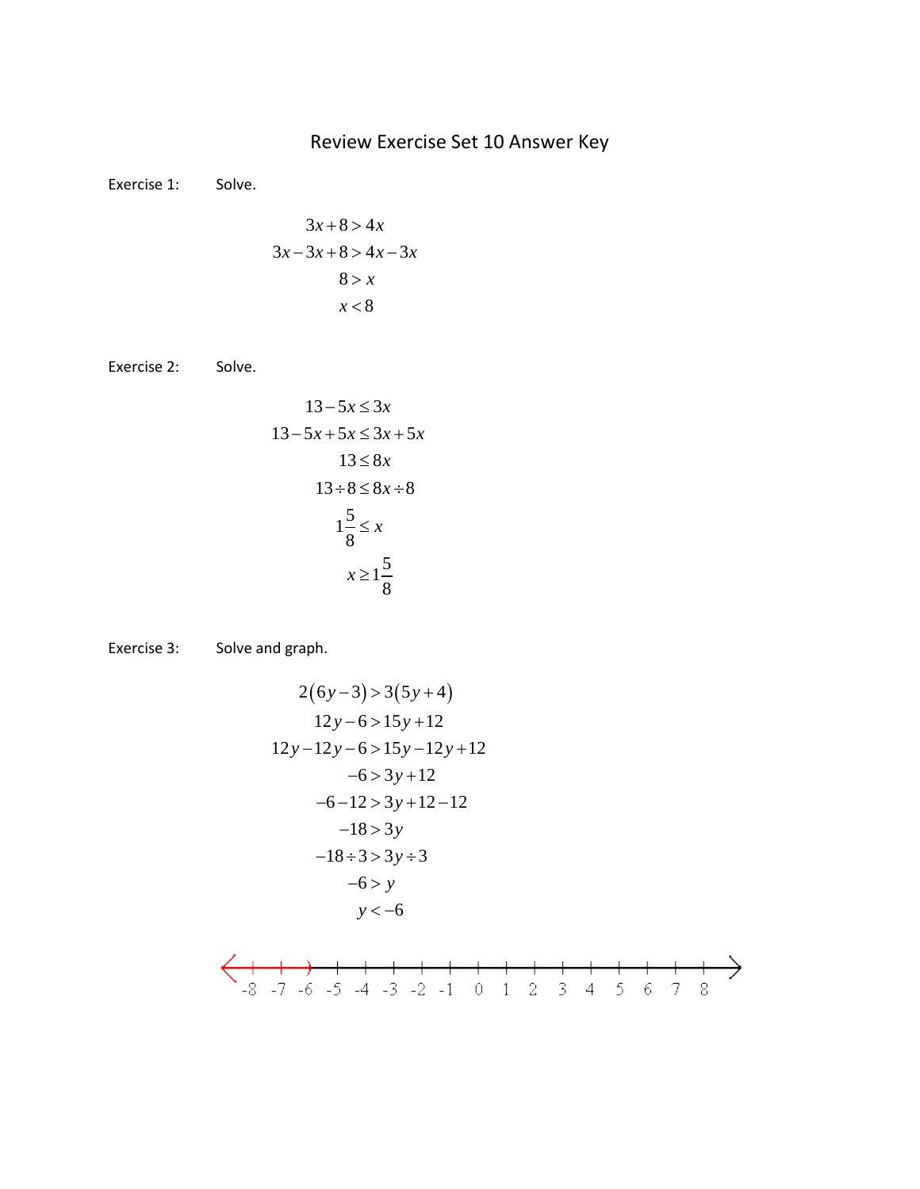# Review Exercise Set 10 Answer Key

Exercise 1: Solve.

$$3x + 8 > 4x$$
$$3x - 3x + 8 > 4x - 3x$$
$$8 > x$$
$$x < 8$$

Exercise 2: Solve.

$$13 - 5x \le 3x$$
$$13 - 5x + 5x \le 3x + 5x$$
$$13 \le 8x$$
$$13 \div 8 \le 8x \div 8$$
$$1\frac{5}{8} \le x$$
$$x \ge 1\frac{5}{8}$$

Exercise 3: Solve and graph.

$$2(6y - 3) > 3(5y + 4)$$
$$12y - 6 > 15y + 12$$
$$12y - 12y - 6 > 15y - 12y + 12$$
$$-6 > 3y + 12$$
$$-6 - 12 > 3y + 12 - 12$$
$$-18 > 3y$$
$$-18 \div 3 > 3y \div 3$$
$$-6 > y$$
$$y < -6$$

-8 -7 -6 -5 -4 -3 -2 -1 0 1 2 3 4 5 6 7 8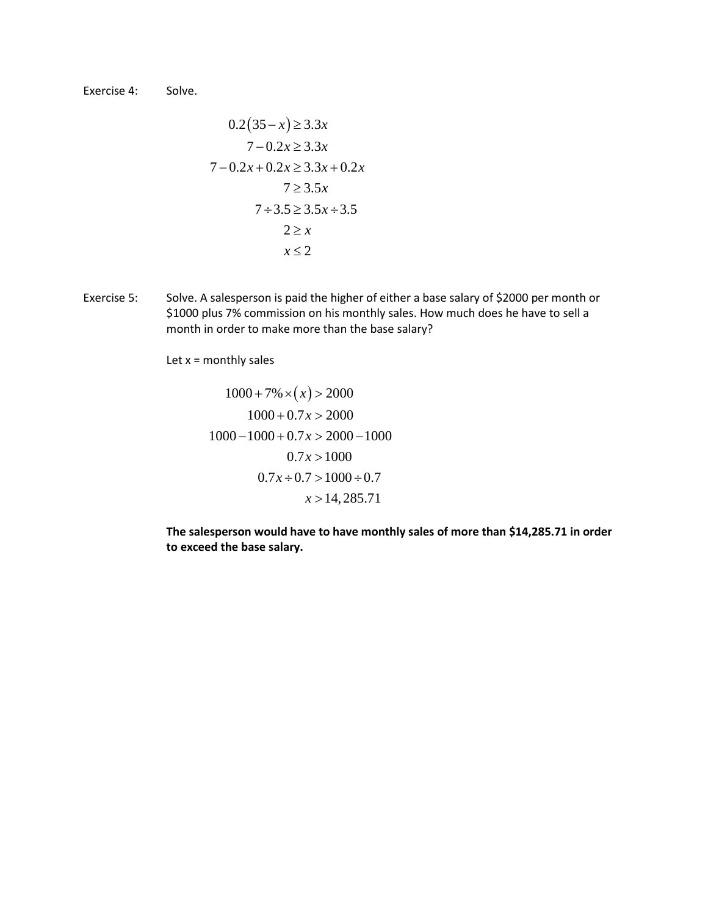Exercise 4: Solve.

$$0.2(35 - x) \geq 3.3x$$
$$7 - 0.2x \geq 3.3x$$
$$7 - 0.2x + 0.2x \geq 3.3x + 0.2x$$
$$7 \geq 3.5x$$
$$7 \div 3.5 \geq 3.5x \div 3.5$$
$$2 \geq x$$
$$x \leq 2$$

Exercise 5: Solve. A salesperson is paid the higher of either a base salary of $2000 per month or $1000 plus 7% commission on his monthly sales. How much does he have to sell a month in order to make more than the base salary?

Let x = monthly sales

$$1000 + 7\% \times (x) > 2000$$
$$1000 + 0.7x > 2000$$
$$1000 - 1000 + 0.7x > 2000 - 1000$$
$$0.7x > 1000$$
$$0.7x \div 0.7 > 1000 \div 0.7$$
$$x > 14,285.71$$

**The salesperson would have to have monthly sales of more than $14,285.71 in order to exceed the base salary.**